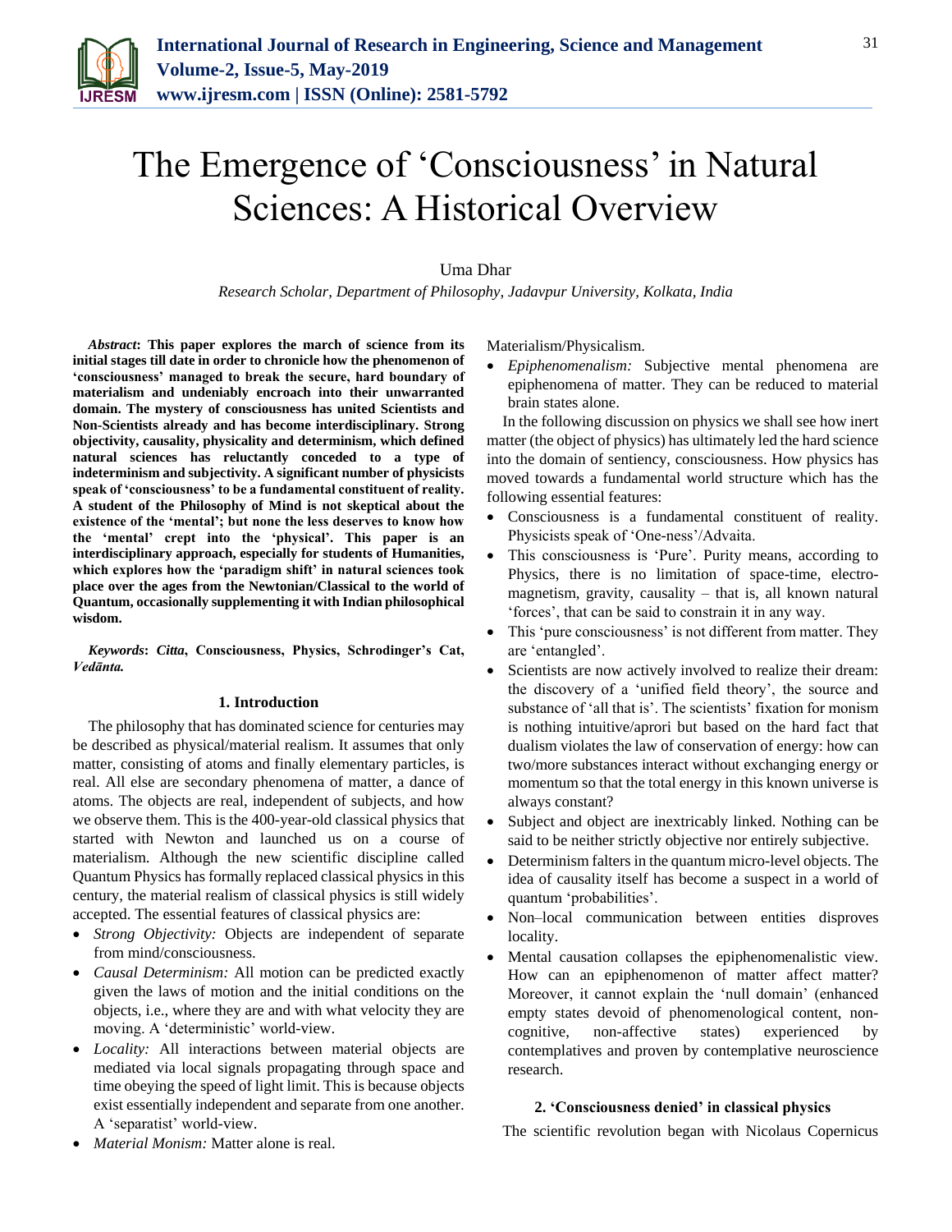# The Emergence of 'Consciousness' in Natural Sciences: A Historical Overview

Uma Dhar

*Research Scholar, Department of Philosophy, Jadavpur University, Kolkata, India*

***Abstract*****: This paper explores the march of science from its initial stages till date in order to chronicle how the phenomenon of 'consciousness' managed to break the secure, hard boundary of materialism and undeniably encroach into their unwarranted domain. The mystery of consciousness has united Scientists and Non-Scientists already and has become interdisciplinary. Strong objectivity, causality, physicality and determinism, which defined natural sciences has reluctantly conceded to a type of indeterminism and subjectivity. A significant number of physicists speak of 'consciousness' to be a fundamental constituent of reality. A student of the Philosophy of Mind is not skeptical about the existence of the 'mental'; but none the less deserves to know how the 'mental' crept into the 'physical'. This paper is an interdisciplinary approach, especially for students of Humanities, which explores how the 'paradigm shift' in natural sciences took place over the ages from the Newtonian/Classical to the world of Quantum, occasionally supplementing it with Indian philosophical wisdom.**

***Keywords*****: *Citta*, Consciousness, Physics, Schrodinger's Cat, *Vedānta*.**

## 1. Introduction

The philosophy that has dominated science for centuries may be described as physical/material realism. It assumes that only matter, consisting of atoms and finally elementary particles, is real. All else are secondary phenomena of matter, a dance of atoms. The objects are real, independent of subjects, and how we observe them. This is the 400-year-old classical physics that started with Newton and launched us on a course of materialism. Although the new scientific discipline called Quantum Physics has formally replaced classical physics in this century, the material realism of classical physics is still widely accepted. The essential features of classical physics are:

- *Strong Objectivity:* Objects are independent of separate from mind/consciousness.
- *Causal Determinism:* All motion can be predicted exactly given the laws of motion and the initial conditions on the objects, i.e., where they are and with what velocity they are moving. A 'deterministic' world-view.
- *Locality:* All interactions between material objects are mediated via local signals propagating through space and time obeying the speed of light limit. This is because objects exist essentially independent and separate from one another. A 'separatist' world-view.
- *Material Monism:* Matter alone is real. Materialism/Physicalism.
- *Epiphenomenalism:* Subjective mental phenomena are epiphenomena of matter. They can be reduced to material brain states alone.

In the following discussion on physics we shall see how inert matter (the object of physics) has ultimately led the hard science into the domain of sentiency, consciousness. How physics has moved towards a fundamental world structure which has the following essential features:

- Consciousness is a fundamental constituent of reality. Physicists speak of 'One-ness'/Advaita.
- This consciousness is 'Pure'. Purity means, according to Physics, there is no limitation of space-time, electro-magnetism, gravity, causality – that is, all known natural 'forces', that can be said to constrain it in any way.
- This 'pure consciousness' is not different from matter. They are 'entangled'.
- Scientists are now actively involved to realize their dream: the discovery of a 'unified field theory', the source and substance of 'all that is'. The scientists' fixation for monism is nothing intuitive/aprori but based on the hard fact that dualism violates the law of conservation of energy: how can two/more substances interact without exchanging energy or momentum so that the total energy in this known universe is always constant?
- Subject and object are inextricably linked. Nothing can be said to be neither strictly objective nor entirely subjective.
- Determinism falters in the quantum micro-level objects. The idea of causality itself has become a suspect in a world of quantum 'probabilities'.
- Non–local communication between entities disproves locality.
- Mental causation collapses the epiphenomenalistic view. How can an epiphenomenon of matter affect matter? Moreover, it cannot explain the 'null domain' (enhanced empty states devoid of phenomenological content, non-cognitive, non-affective states) experienced by contemplatives and proven by contemplative neuroscience research.

## 2. 'Consciousness denied' in classical physics

The scientific revolution began with Nicolaus Copernicus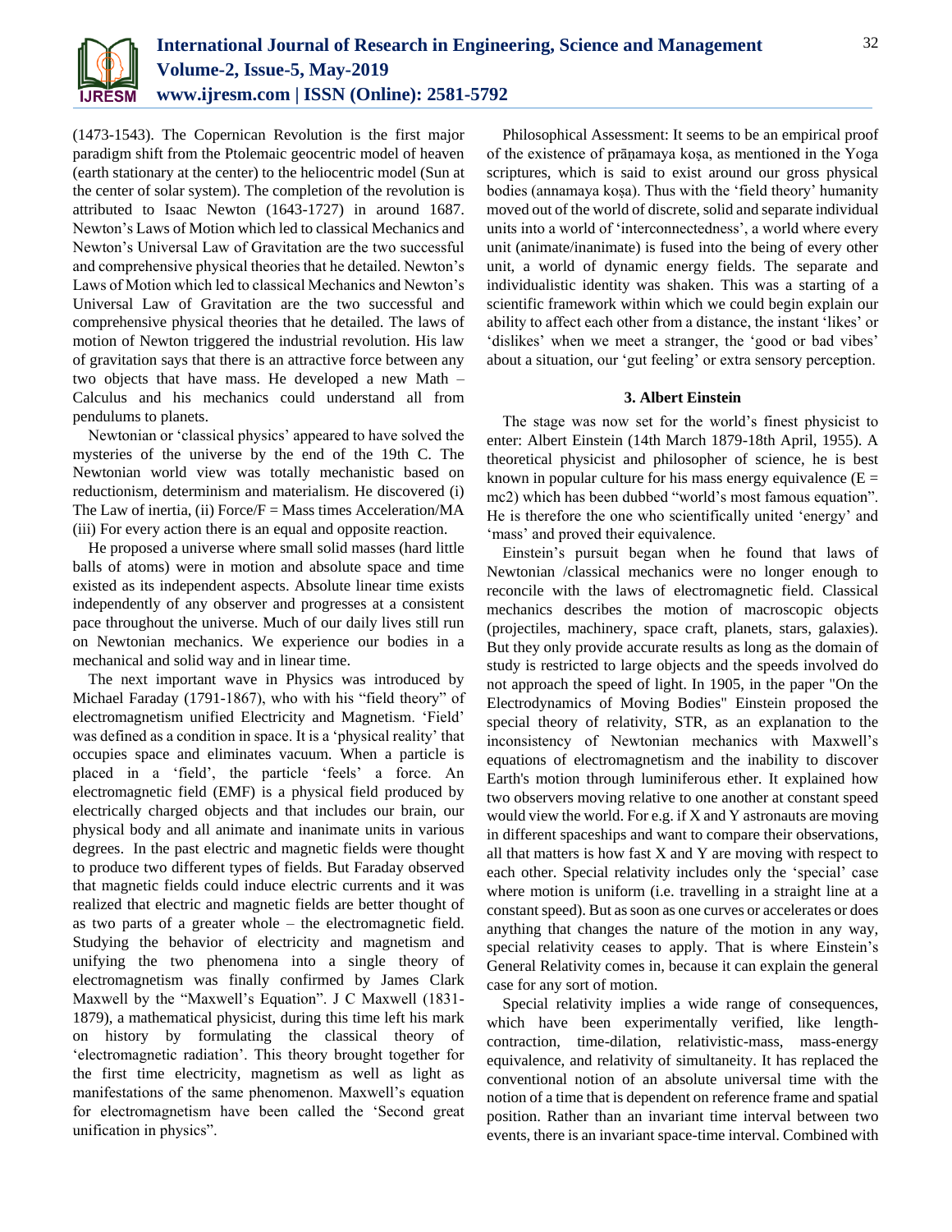(1473-1543). The Copernican Revolution is the first major paradigm shift from the Ptolemaic geocentric model of heaven (earth stationary at the center) to the heliocentric model (Sun at the center of solar system). The completion of the revolution is attributed to Isaac Newton (1643-1727) in around 1687. Newton's Laws of Motion which led to classical Mechanics and Newton's Universal Law of Gravitation are the two successful and comprehensive physical theories that he detailed. Newton's Laws of Motion which led to classical Mechanics and Newton's Universal Law of Gravitation are the two successful and comprehensive physical theories that he detailed. The laws of motion of Newton triggered the industrial revolution. His law of gravitation says that there is an attractive force between any two objects that have mass. He developed a new Math – Calculus and his mechanics could understand all from pendulums to planets.

Newtonian or 'classical physics' appeared to have solved the mysteries of the universe by the end of the 19th C. The Newtonian world view was totally mechanistic based on reductionism, determinism and materialism. He discovered (i) The Law of inertia, (ii) Force/F = Mass times Acceleration/MA (iii) For every action there is an equal and opposite reaction.

He proposed a universe where small solid masses (hard little balls of atoms) were in motion and absolute space and time existed as its independent aspects. Absolute linear time exists independently of any observer and progresses at a consistent pace throughout the universe. Much of our daily lives still run on Newtonian mechanics. We experience our bodies in a mechanical and solid way and in linear time.

The next important wave in Physics was introduced by Michael Faraday (1791-1867), who with his "field theory" of electromagnetism unified Electricity and Magnetism. 'Field' was defined as a condition in space. It is a 'physical reality' that occupies space and eliminates vacuum. When a particle is placed in a 'field', the particle 'feels' a force. An electromagnetic field (EMF) is a physical field produced by electrically charged objects and that includes our brain, our physical body and all animate and inanimate units in various degrees. In the past electric and magnetic fields were thought to produce two different types of fields. But Faraday observed that magnetic fields could induce electric currents and it was realized that electric and magnetic fields are better thought of as two parts of a greater whole – the electromagnetic field. Studying the behavior of electricity and magnetism and unifying the two phenomena into a single theory of electromagnetism was finally confirmed by James Clark Maxwell by the "Maxwell's Equation". J C Maxwell (1831-1879), a mathematical physicist, during this time left his mark on history by formulating the classical theory of 'electromagnetic radiation'. This theory brought together for the first time electricity, magnetism as well as light as manifestations of the same phenomenon. Maxwell's equation for electromagnetism have been called the 'Second great unification in physics".

Philosophical Assessment: It seems to be an empirical proof of the existence of prāṇamaya koṣa, as mentioned in the Yoga scriptures, which is said to exist around our gross physical bodies (annamaya koṣa). Thus with the 'field theory' humanity moved out of the world of discrete, solid and separate individual units into a world of 'interconnectedness', a world where every unit (animate/inanimate) is fused into the being of every other unit, a world of dynamic energy fields. The separate and individualistic identity was shaken. This was a starting of a scientific framework within which we could begin explain our ability to affect each other from a distance, the instant 'likes' or 'dislikes' when we meet a stranger, the 'good or bad vibes' about a situation, our 'gut feeling' or extra sensory perception.

### 3. Albert Einstein

The stage was now set for the world's finest physicist to enter: Albert Einstein (14th March 1879-18th April, 1955). A theoretical physicist and philosopher of science, he is best known in popular culture for his mass energy equivalence (E = mc2) which has been dubbed "world's most famous equation". He is therefore the one who scientifically united 'energy' and 'mass' and proved their equivalence.

Einstein's pursuit began when he found that laws of Newtonian /classical mechanics were no longer enough to reconcile with the laws of electromagnetic field. Classical mechanics describes the motion of macroscopic objects (projectiles, machinery, space craft, planets, stars, galaxies). But they only provide accurate results as long as the domain of study is restricted to large objects and the speeds involved do not approach the speed of light. In 1905, in the paper "On the Electrodynamics of Moving Bodies" Einstein proposed the special theory of relativity, STR, as an explanation to the inconsistency of Newtonian mechanics with Maxwell's equations of electromagnetism and the inability to discover Earth's motion through luminiferous ether. It explained how two observers moving relative to one another at constant speed would view the world. For e.g. if X and Y astronauts are moving in different spaceships and want to compare their observations, all that matters is how fast X and Y are moving with respect to each other. Special relativity includes only the 'special' case where motion is uniform (i.e. travelling in a straight line at a constant speed). But as soon as one curves or accelerates or does anything that changes the nature of the motion in any way, special relativity ceases to apply. That is where Einstein's General Relativity comes in, because it can explain the general case for any sort of motion.

Special relativity implies a wide range of consequences, which have been experimentally verified, like length-contraction, time-dilation, relativistic-mass, mass-energy equivalence, and relativity of simultaneity. It has replaced the conventional notion of an absolute universal time with the notion of a time that is dependent on reference frame and spatial position. Rather than an invariant time interval between two events, there is an invariant space-time interval. Combined with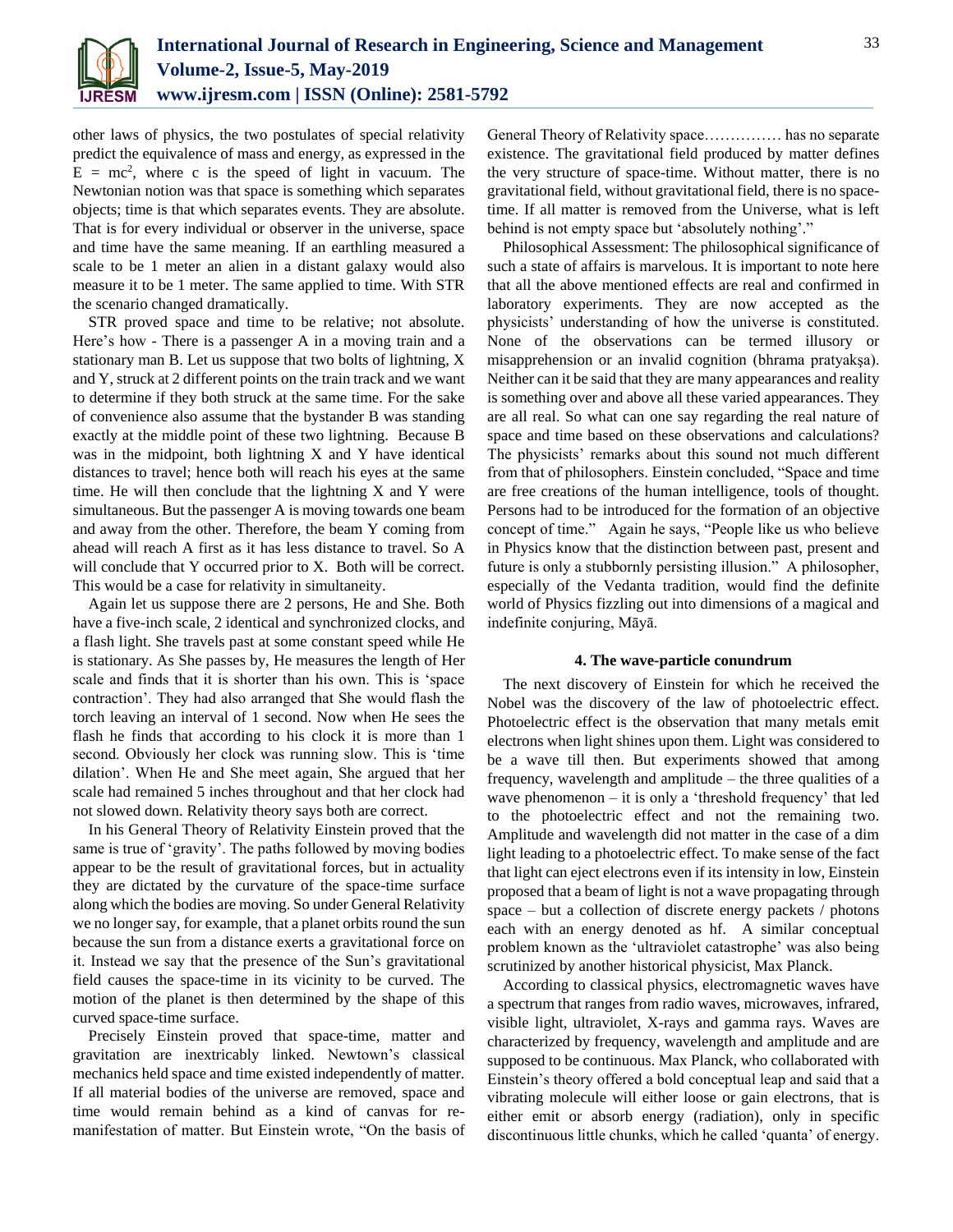other laws of physics, the two postulates of special relativity predict the equivalence of mass and energy, as expressed in the $E = mc^2$, where c is the speed of light in vacuum. The Newtonian notion was that space is something which separates objects; time is that which separates events. They are absolute. That is for every individual or observer in the universe, space and time have the same meaning. If an earthling measured a scale to be 1 meter an alien in a distant galaxy would also measure it to be 1 meter. The same applied to time. With STR the scenario changed dramatically.

STR proved space and time to be relative; not absolute. Here's how - There is a passenger A in a moving train and a stationary man B. Let us suppose that two bolts of lightning, X and Y, struck at 2 different points on the train track and we want to determine if they both struck at the same time. For the sake of convenience also assume that the bystander B was standing exactly at the middle point of these two lightning. Because B was in the midpoint, both lightning X and Y have identical distances to travel; hence both will reach his eyes at the same time. He will then conclude that the lightning X and Y were simultaneous. But the passenger A is moving towards one beam and away from the other. Therefore, the beam Y coming from ahead will reach A first as it has less distance to travel. So A will conclude that Y occurred prior to X. Both will be correct. This would be a case for relativity in simultaneity.

Again let us suppose there are 2 persons, He and She. Both have a five-inch scale, 2 identical and synchronized clocks, and a flash light. She travels past at some constant speed while He is stationary. As She passes by, He measures the length of Her scale and finds that it is shorter than his own. This is 'space contraction'. They had also arranged that She would flash the torch leaving an interval of 1 second. Now when He sees the flash he finds that according to his clock it is more than 1 second. Obviously her clock was running slow. This is 'time dilation'. When He and She meet again, She argued that her scale had remained 5 inches throughout and that her clock had not slowed down. Relativity theory says both are correct.

In his General Theory of Relativity Einstein proved that the same is true of 'gravity'. The paths followed by moving bodies appear to be the result of gravitational forces, but in actuality they are dictated by the curvature of the space-time surface along which the bodies are moving. So under General Relativity we no longer say, for example, that a planet orbits round the sun because the sun from a distance exerts a gravitational force on it. Instead we say that the presence of the Sun's gravitational field causes the space-time in its vicinity to be curved. The motion of the planet is then determined by the shape of this curved space-time surface.

Precisely Einstein proved that space-time, matter and gravitation are inextricably linked. Newtown's classical mechanics held space and time existed independently of matter. If all material bodies of the universe are removed, space and time would remain behind as a kind of canvas for re-manifestation of matter. But Einstein wrote, "On the basis of General Theory of Relativity space…………… has no separate existence. The gravitational field produced by matter defines the very structure of space-time. Without matter, there is no gravitational field, without gravitational field, there is no space-time. If all matter is removed from the Universe, what is left behind is not empty space but 'absolutely nothing'."

Philosophical Assessment: The philosophical significance of such a state of affairs is marvelous. It is important to note here that all the above mentioned effects are real and confirmed in laboratory experiments. They are now accepted as the physicists' understanding of how the universe is constituted. None of the observations can be termed illusory or misapprehension or an invalid cognition (bhrama pratyakṣa). Neither can it be said that they are many appearances and reality is something over and above all these varied appearances. They are all real. So what can one say regarding the real nature of space and time based on these observations and calculations? The physicists' remarks about this sound not much different from that of philosophers. Einstein concluded, "Space and time are free creations of the human intelligence, tools of thought. Persons had to be introduced for the formation of an objective concept of time." Again he says, "People like us who believe in Physics know that the distinction between past, present and future is only a stubbornly persisting illusion." A philosopher, especially of the Vedanta tradition, would find the definite world of Physics fizzling out into dimensions of a magical and indefinite conjuring, Māyā.

### 4. The wave-particle conundrum

The next discovery of Einstein for which he received the Nobel was the discovery of the law of photoelectric effect. Photoelectric effect is the observation that many metals emit electrons when light shines upon them. Light was considered to be a wave till then. But experiments showed that among frequency, wavelength and amplitude – the three qualities of a wave phenomenon – it is only a 'threshold frequency' that led to the photoelectric effect and not the remaining two. Amplitude and wavelength did not matter in the case of a dim light leading to a photoelectric effect. To make sense of the fact that light can eject electrons even if its intensity in low, Einstein proposed that a beam of light is not a wave propagating through space – but a collection of discrete energy packets / photons each with an energy denoted as hf. A similar conceptual problem known as the 'ultraviolet catastrophe' was also being scrutinized by another historical physicist, Max Planck.

According to classical physics, electromagnetic waves have a spectrum that ranges from radio waves, microwaves, infrared, visible light, ultraviolet, X-rays and gamma rays. Waves are characterized by frequency, wavelength and amplitude and are supposed to be continuous. Max Planck, who collaborated with Einstein's theory offered a bold conceptual leap and said that a vibrating molecule will either loose or gain electrons, that is either emit or absorb energy (radiation), only in specific discontinuous little chunks, which he called 'quanta' of energy.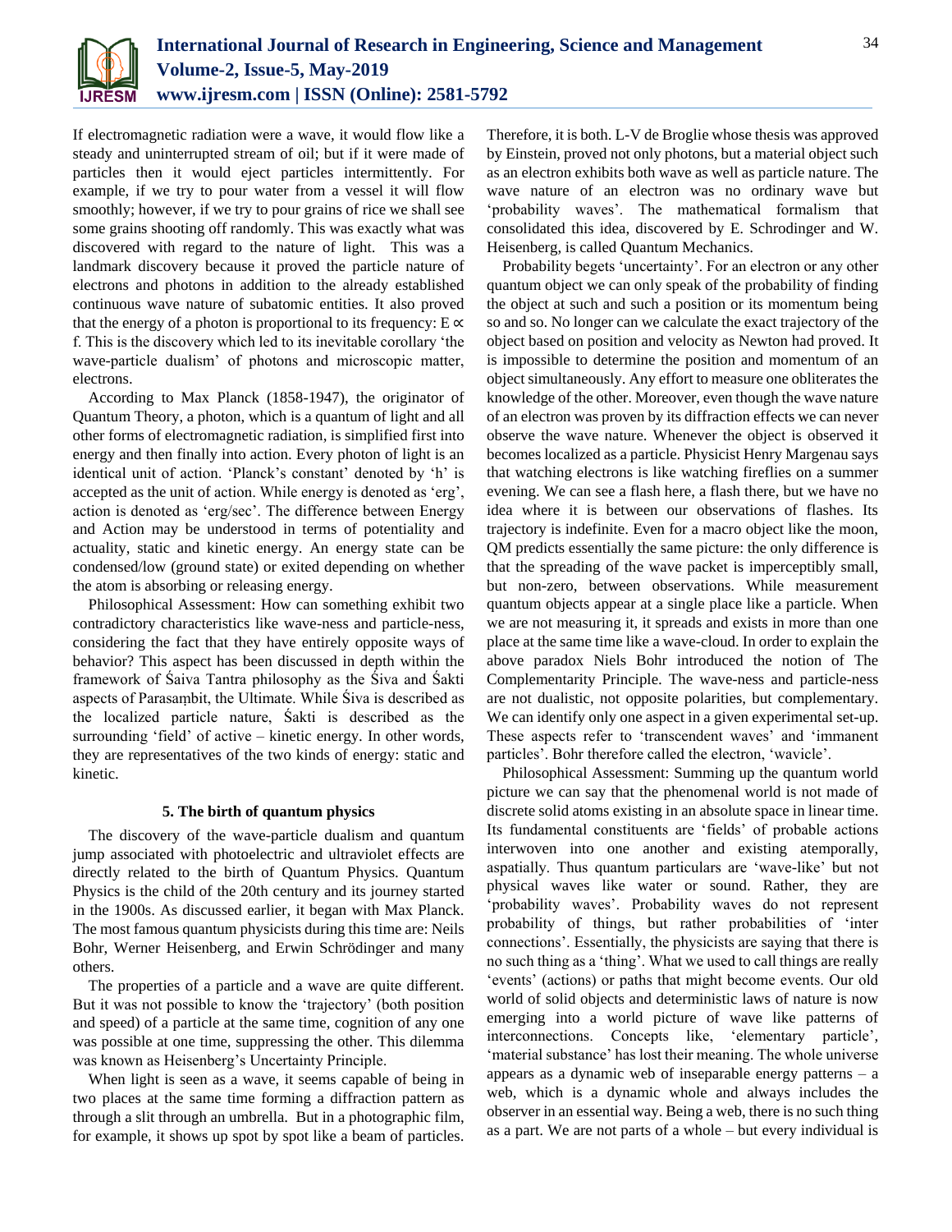If electromagnetic radiation were a wave, it would flow like a steady and uninterrupted stream of oil; but if it were made of particles then it would eject particles intermittently. For example, if we try to pour water from a vessel it will flow smoothly; however, if we try to pour grains of rice we shall see some grains shooting off randomly. This was exactly what was discovered with regard to the nature of light. This was a landmark discovery because it proved the particle nature of electrons and photons in addition to the already established continuous wave nature of subatomic entities. It also proved that the energy of a photon is proportional to its frequency: $E \propto f$. This is the discovery which led to its inevitable corollary 'the wave-particle dualism' of photons and microscopic matter, electrons.

According to Max Planck (1858-1947), the originator of Quantum Theory, a photon, which is a quantum of light and all other forms of electromagnetic radiation, is simplified first into energy and then finally into action. Every photon of light is an identical unit of action. 'Planck's constant' denoted by 'h' is accepted as the unit of action. While energy is denoted as 'erg', action is denoted as 'erg/sec'. The difference between Energy and Action may be understood in terms of potentiality and actuality, static and kinetic energy. An energy state can be condensed/low (ground state) or exited depending on whether the atom is absorbing or releasing energy.

Philosophical Assessment: How can something exhibit two contradictory characteristics like wave-ness and particle-ness, considering the fact that they have entirely opposite ways of behavior? This aspect has been discussed in depth within the framework of Śaiva Tantra philosophy as the Śiva and Śakti aspects of Parasaṃbit, the Ultimate. While Śiva is described as the localized particle nature, Śakti is described as the surrounding 'field' of active – kinetic energy. In other words, they are representatives of the two kinds of energy: static and kinetic.

### 5. The birth of quantum physics

The discovery of the wave-particle dualism and quantum jump associated with photoelectric and ultraviolet effects are directly related to the birth of Quantum Physics. Quantum Physics is the child of the 20th century and its journey started in the 1900s. As discussed earlier, it began with Max Planck. The most famous quantum physicists during this time are: Neils Bohr, Werner Heisenberg, and Erwin Schrödinger and many others.

The properties of a particle and a wave are quite different. But it was not possible to know the 'trajectory' (both position and speed) of a particle at the same time, cognition of any one was possible at one time, suppressing the other. This dilemma was known as Heisenberg's Uncertainty Principle.

When light is seen as a wave, it seems capable of being in two places at the same time forming a diffraction pattern as through a slit through an umbrella. But in a photographic film, for example, it shows up spot by spot like a beam of particles. Therefore, it is both. L-V de Broglie whose thesis was approved by Einstein, proved not only photons, but a material object such as an electron exhibits both wave as well as particle nature. The wave nature of an electron was no ordinary wave but 'probability waves'. The mathematical formalism that consolidated this idea, discovered by E. Schrodinger and W. Heisenberg, is called Quantum Mechanics.

Probability begets 'uncertainty'. For an electron or any other quantum object we can only speak of the probability of finding the object at such and such a position or its momentum being so and so. No longer can we calculate the exact trajectory of the object based on position and velocity as Newton had proved. It is impossible to determine the position and momentum of an object simultaneously. Any effort to measure one obliterates the knowledge of the other. Moreover, even though the wave nature of an electron was proven by its diffraction effects we can never observe the wave nature. Whenever the object is observed it becomes localized as a particle. Physicist Henry Margenau says that watching electrons is like watching fireflies on a summer evening. We can see a flash here, a flash there, but we have no idea where it is between our observations of flashes. Its trajectory is indefinite. Even for a macro object like the moon, QM predicts essentially the same picture: the only difference is that the spreading of the wave packet is imperceptibly small, but non-zero, between observations. While measurement quantum objects appear at a single place like a particle. When we are not measuring it, it spreads and exists in more than one place at the same time like a wave-cloud. In order to explain the above paradox Niels Bohr introduced the notion of The Complementarity Principle. The wave-ness and particle-ness are not dualistic, not opposite polarities, but complementary. We can identify only one aspect in a given experimental set-up. These aspects refer to 'transcendent waves' and 'immanent particles'. Bohr therefore called the electron, 'wavicle'.

Philosophical Assessment: Summing up the quantum world picture we can say that the phenomenal world is not made of discrete solid atoms existing in an absolute space in linear time. Its fundamental constituents are 'fields' of probable actions interwoven into one another and existing atemporally, aspatially. Thus quantum particulars are 'wave-like' but not physical waves like water or sound. Rather, they are 'probability waves'. Probability waves do not represent probability of things, but rather probabilities of 'inter connections'. Essentially, the physicists are saying that there is no such thing as a 'thing'. What we used to call things are really 'events' (actions) or paths that might become events. Our old world of solid objects and deterministic laws of nature is now emerging into a world picture of wave like patterns of interconnections. Concepts like, 'elementary particle', 'material substance' has lost their meaning. The whole universe appears as a dynamic web of inseparable energy patterns – a web, which is a dynamic whole and always includes the observer in an essential way. Being a web, there is no such thing as a part. We are not parts of a whole – but every individual is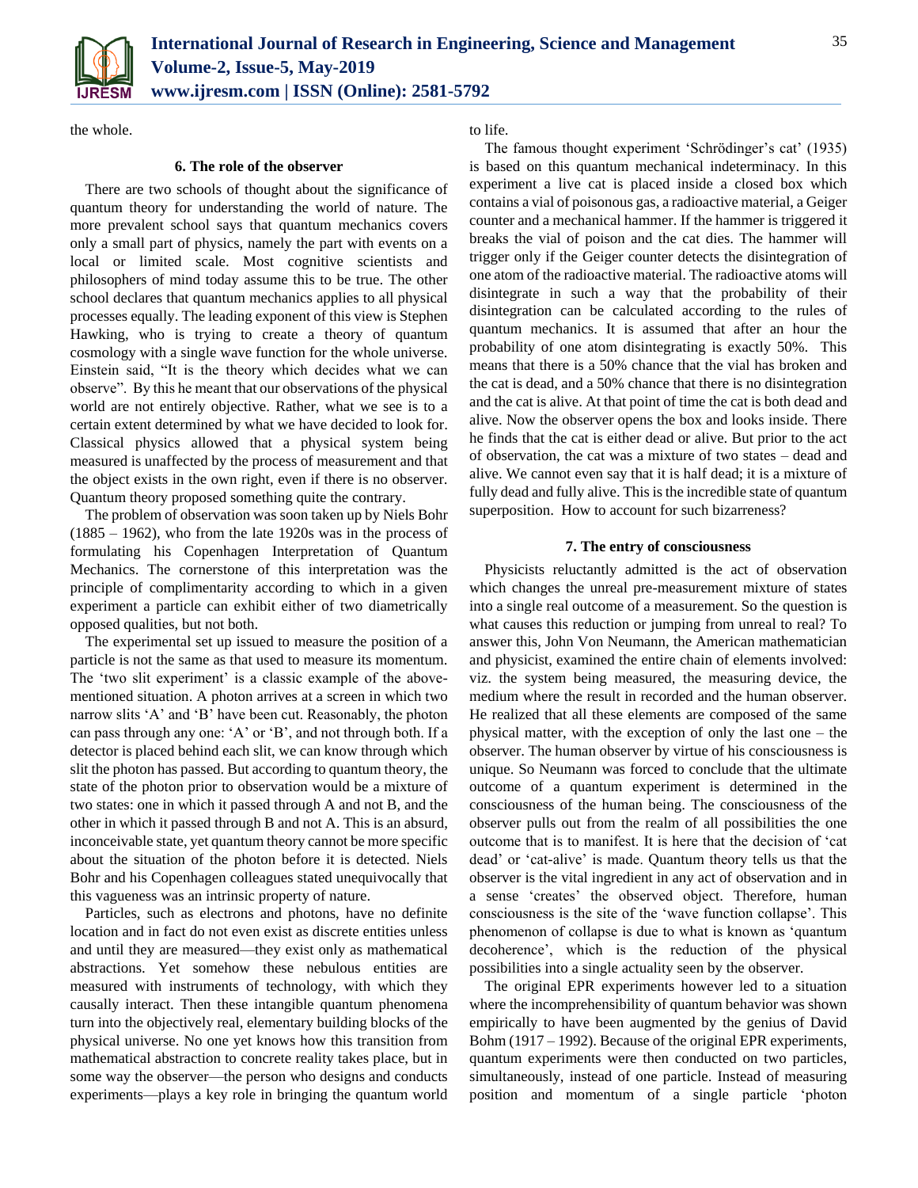the whole.

### 6. The role of the observer

There are two schools of thought about the significance of quantum theory for understanding the world of nature. The more prevalent school says that quantum mechanics covers only a small part of physics, namely the part with events on a local or limited scale. Most cognitive scientists and philosophers of mind today assume this to be true. The other school declares that quantum mechanics applies to all physical processes equally. The leading exponent of this view is Stephen Hawking, who is trying to create a theory of quantum cosmology with a single wave function for the whole universe. Einstein said, "It is the theory which decides what we can observe". By this he meant that our observations of the physical world are not entirely objective. Rather, what we see is to a certain extent determined by what we have decided to look for. Classical physics allowed that a physical system being measured is unaffected by the process of measurement and that the object exists in the own right, even if there is no observer. Quantum theory proposed something quite the contrary.

The problem of observation was soon taken up by Niels Bohr (1885 – 1962), who from the late 1920s was in the process of formulating his Copenhagen Interpretation of Quantum Mechanics. The cornerstone of this interpretation was the principle of complimentarity according to which in a given experiment a particle can exhibit either of two diametrically opposed qualities, but not both.

The experimental set up issued to measure the position of a particle is not the same as that used to measure its momentum. The 'two slit experiment' is a classic example of the above-mentioned situation. A photon arrives at a screen in which two narrow slits 'A' and 'B' have been cut. Reasonably, the photon can pass through any one: 'A' or 'B', and not through both. If a detector is placed behind each slit, we can know through which slit the photon has passed. But according to quantum theory, the state of the photon prior to observation would be a mixture of two states: one in which it passed through A and not B, and the other in which it passed through B and not A. This is an absurd, inconceivable state, yet quantum theory cannot be more specific about the situation of the photon before it is detected. Niels Bohr and his Copenhagen colleagues stated unequivocally that this vagueness was an intrinsic property of nature.

Particles, such as electrons and photons, have no definite location and in fact do not even exist as discrete entities unless and until they are measured—they exist only as mathematical abstractions. Yet somehow these nebulous entities are measured with instruments of technology, with which they causally interact. Then these intangible quantum phenomena turn into the objectively real, elementary building blocks of the physical universe. No one yet knows how this transition from mathematical abstraction to concrete reality takes place, but in some way the observer—the person who designs and conducts experiments—plays a key role in bringing the quantum world to life.

The famous thought experiment 'Schrödinger's cat' (1935) is based on this quantum mechanical indeterminacy. In this experiment a live cat is placed inside a closed box which contains a vial of poisonous gas, a radioactive material, a Geiger counter and a mechanical hammer. If the hammer is triggered it breaks the vial of poison and the cat dies. The hammer will trigger only if the Geiger counter detects the disintegration of one atom of the radioactive material. The radioactive atoms will disintegrate in such a way that the probability of their disintegration can be calculated according to the rules of quantum mechanics. It is assumed that after an hour the probability of one atom disintegrating is exactly 50%. This means that there is a 50% chance that the vial has broken and the cat is dead, and a 50% chance that there is no disintegration and the cat is alive. At that point of time the cat is both dead and alive. Now the observer opens the box and looks inside. There he finds that the cat is either dead or alive. But prior to the act of observation, the cat was a mixture of two states – dead and alive. We cannot even say that it is half dead; it is a mixture of fully dead and fully alive. This is the incredible state of quantum superposition. How to account for such bizarreness?

### 7. The entry of consciousness

Physicists reluctantly admitted is the act of observation which changes the unreal pre-measurement mixture of states into a single real outcome of a measurement. So the question is what causes this reduction or jumping from unreal to real? To answer this, John Von Neumann, the American mathematician and physicist, examined the entire chain of elements involved: viz. the system being measured, the measuring device, the medium where the result in recorded and the human observer. He realized that all these elements are composed of the same physical matter, with the exception of only the last one – the observer. The human observer by virtue of his consciousness is unique. So Neumann was forced to conclude that the ultimate outcome of a quantum experiment is determined in the consciousness of the human being. The consciousness of the observer pulls out from the realm of all possibilities the one outcome that is to manifest. It is here that the decision of 'cat dead' or 'cat-alive' is made. Quantum theory tells us that the observer is the vital ingredient in any act of observation and in a sense 'creates' the observed object. Therefore, human consciousness is the site of the 'wave function collapse'. This phenomenon of collapse is due to what is known as 'quantum decoherence', which is the reduction of the physical possibilities into a single actuality seen by the observer.

The original EPR experiments however led to a situation where the incomprehensibility of quantum behavior was shown empirically to have been augmented by the genius of David Bohm (1917 – 1992). Because of the original EPR experiments, quantum experiments were then conducted on two particles, simultaneously, instead of one particle. Instead of measuring position and momentum of a single particle 'photon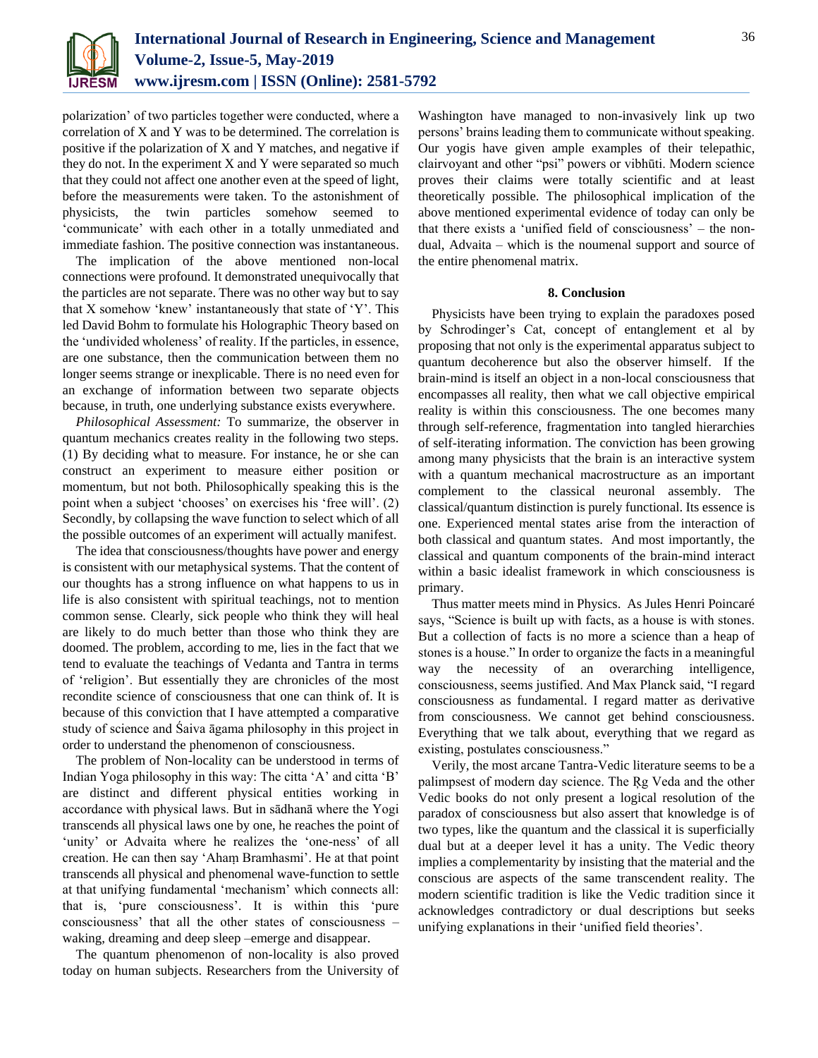polarization' of two particles together were conducted, where a correlation of X and Y was to be determined. The correlation is positive if the polarization of X and Y matches, and negative if they do not. In the experiment X and Y were separated so much that they could not affect one another even at the speed of light, before the measurements were taken. To the astonishment of physicists, the twin particles somehow seemed to 'communicate' with each other in a totally unmediated and immediate fashion. The positive connection was instantaneous.

The implication of the above mentioned non-local connections were profound. It demonstrated unequivocally that the particles are not separate. There was no other way but to say that X somehow 'knew' instantaneously that state of 'Y'. This led David Bohm to formulate his Holographic Theory based on the 'undivided wholeness' of reality. If the particles, in essence, are one substance, then the communication between them no longer seems strange or inexplicable. There is no need even for an exchange of information between two separate objects because, in truth, one underlying substance exists everywhere.

*Philosophical Assessment:* To summarize, the observer in quantum mechanics creates reality in the following two steps. (1) By deciding what to measure. For instance, he or she can construct an experiment to measure either position or momentum, but not both. Philosophically speaking this is the point when a subject 'chooses' on exercises his 'free will'. (2) Secondly, by collapsing the wave function to select which of all the possible outcomes of an experiment will actually manifest.

The idea that consciousness/thoughts have power and energy is consistent with our metaphysical systems. That the content of our thoughts has a strong influence on what happens to us in life is also consistent with spiritual teachings, not to mention common sense. Clearly, sick people who think they will heal are likely to do much better than those who think they are doomed. The problem, according to me, lies in the fact that we tend to evaluate the teachings of Vedanta and Tantra in terms of 'religion'. But essentially they are chronicles of the most recondite science of consciousness that one can think of. It is because of this conviction that I have attempted a comparative study of science and Śaiva āgama philosophy in this project in order to understand the phenomenon of consciousness.

The problem of Non-locality can be understood in terms of Indian Yoga philosophy in this way: The citta 'A' and citta 'B' are distinct and different physical entities working in accordance with physical laws. But in sādhanā where the Yogi transcends all physical laws one by one, he reaches the point of 'unity' or Advaita where he realizes the 'one-ness' of all creation. He can then say 'Ahaṃ Bramhasmi'. He at that point transcends all physical and phenomenal wave-function to settle at that unifying fundamental 'mechanism' which connects all: that is, 'pure consciousness'. It is within this 'pure consciousness' that all the other states of consciousness – waking, dreaming and deep sleep –emerge and disappear.

The quantum phenomenon of non-locality is also proved today on human subjects. Researchers from the University of Washington have managed to non-invasively link up two persons' brains leading them to communicate without speaking. Our yogis have given ample examples of their telepathic, clairvoyant and other "psi" powers or vibhūti. Modern science proves their claims were totally scientific and at least theoretically possible. The philosophical implication of the above mentioned experimental evidence of today can only be that there exists a 'unified field of consciousness' – the non-dual, Advaita – which is the noumenal support and source of the entire phenomenal matrix.

## 8. Conclusion

Physicists have been trying to explain the paradoxes posed by Schrodinger's Cat, concept of entanglement et al by proposing that not only is the experimental apparatus subject to quantum decoherence but also the observer himself. If the brain-mind is itself an object in a non-local consciousness that encompasses all reality, then what we call objective empirical reality is within this consciousness. The one becomes many through self-reference, fragmentation into tangled hierarchies of self-iterating information. The conviction has been growing among many physicists that the brain is an interactive system with a quantum mechanical macrostructure as an important complement to the classical neuronal assembly. The classical/quantum distinction is purely functional. Its essence is one. Experienced mental states arise from the interaction of both classical and quantum states. And most importantly, the classical and quantum components of the brain-mind interact within a basic idealist framework in which consciousness is primary.

Thus matter meets mind in Physics. As Jules Henri Poincaré says, "Science is built up with facts, as a house is with stones. But a collection of facts is no more a science than a heap of stones is a house." In order to organize the facts in a meaningful way the necessity of an overarching intelligence, consciousness, seems justified. And Max Planck said, "I regard consciousness as fundamental. I regard matter as derivative from consciousness. We cannot get behind consciousness. Everything that we talk about, everything that we regard as existing, postulates consciousness."

Verily, the most arcane Tantra-Vedic literature seems to be a palimpsest of modern day science. The Ṛg Veda and the other Vedic books do not only present a logical resolution of the paradox of consciousness but also assert that knowledge is of two types, like the quantum and the classical it is superficially dual but at a deeper level it has a unity. The Vedic theory implies a complementarity by insisting that the material and the conscious are aspects of the same transcendent reality. The modern scientific tradition is like the Vedic tradition since it acknowledges contradictory or dual descriptions but seeks unifying explanations in their 'unified field theories'.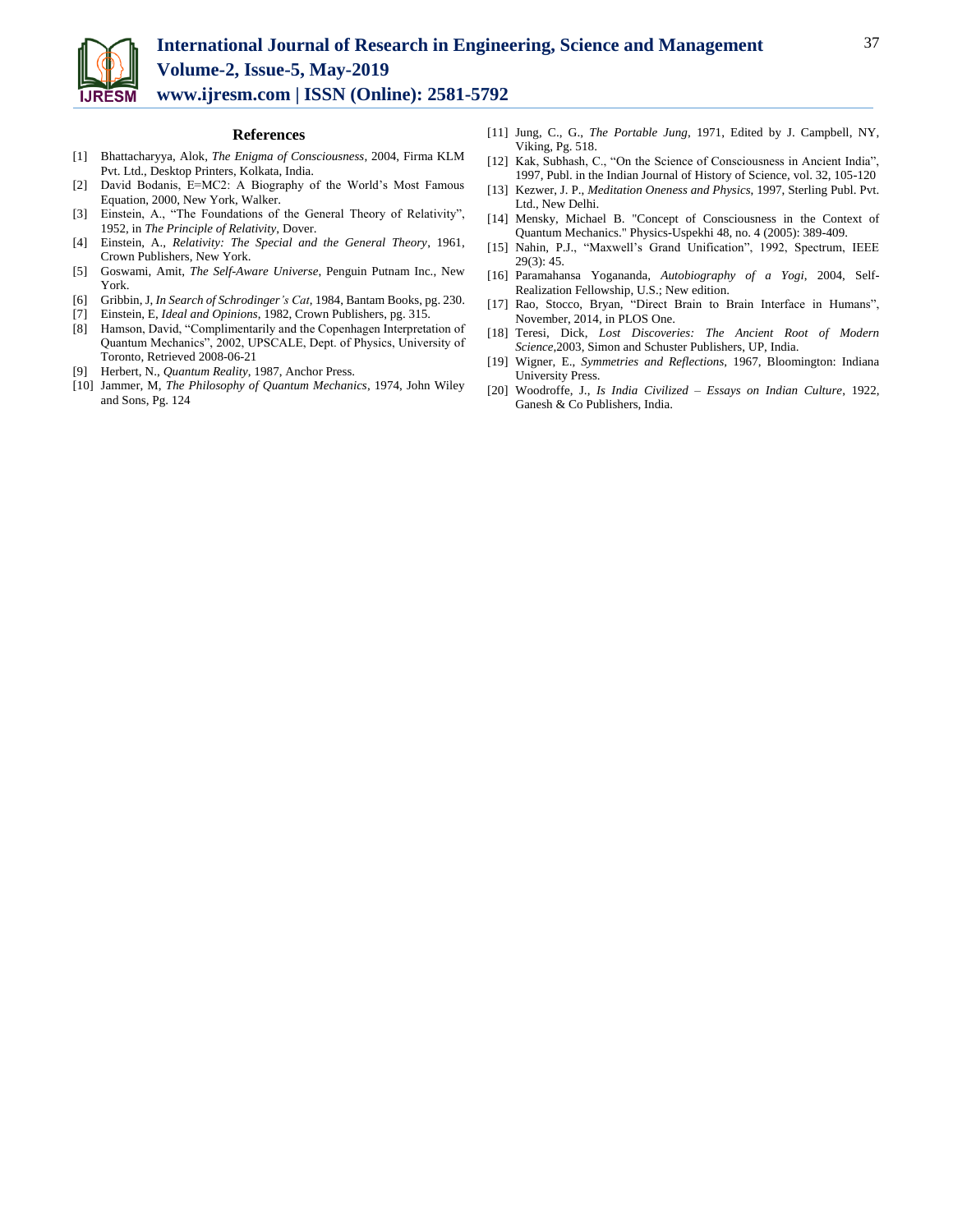## References

[1] Bhattacharyya, Alok, *The Enigma of Consciousness*, 2004, Firma KLM Pvt. Ltd., Desktop Printers, Kolkata, India.

[2] David Bodanis, E=MC2: A Biography of the World's Most Famous Equation, 2000, New York, Walker.

[3] Einstein, A., "The Foundations of the General Theory of Relativity", 1952, in *The Principle of Relativity*, Dover.

[4] Einstein, A., *Relativity: The Special and the General Theory*, 1961, Crown Publishers, New York.

[5] Goswami, Amit, *The Self-Aware Universe*, Penguin Putnam Inc., New York.

[6] Gribbin, J, *In Search of Schrodinger's Cat*, 1984, Bantam Books, pg. 230.

[7] Einstein, E, *Ideal and Opinions*, 1982, Crown Publishers, pg. 315.

[8] Hamson, David, "Complimentarily and the Copenhagen Interpretation of Quantum Mechanics", 2002, UPSCALE, Dept. of Physics, University of Toronto, Retrieved 2008-06-21

[9] Herbert, N., *Quantum Reality*, 1987, Anchor Press.

[10] Jammer, M, *The Philosophy of Quantum Mechanics*, 1974, John Wiley and Sons, Pg. 124

[11] Jung, C., G., *The Portable Jung*, 1971, Edited by J. Campbell, NY, Viking, Pg. 518.

[12] Kak, Subhash, C., "On the Science of Consciousness in Ancient India", 1997, Publ. in the Indian Journal of History of Science, vol. 32, 105-120

[13] Kezwer, J. P., *Meditation Oneness and Physics*, 1997, Sterling Publ. Pvt. Ltd., New Delhi.

[14] Mensky, Michael B. "Concept of Consciousness in the Context of Quantum Mechanics." Physics-Uspekhi 48, no. 4 (2005): 389-409.

[15] Nahin, P.J., "Maxwell's Grand Unification", 1992, Spectrum, IEEE 29(3): 45.

[16] Paramahansa Yogananda, *Autobiography of a Yogi*, 2004, Self-Realization Fellowship, U.S.; New edition.

[17] Rao, Stocco, Bryan, "Direct Brain to Brain Interface in Humans", November, 2014, in PLOS One.

[18] Teresi, Dick, *Lost Discoveries: The Ancient Root of Modern Science*,2003, Simon and Schuster Publishers, UP, India.

[19] Wigner, E., *Symmetries and Reflections*, 1967, Bloomington: Indiana University Press.

[20] Woodroffe, J., *Is India Civilized – Essays on Indian Culture*, 1922, Ganesh & Co Publishers, India.